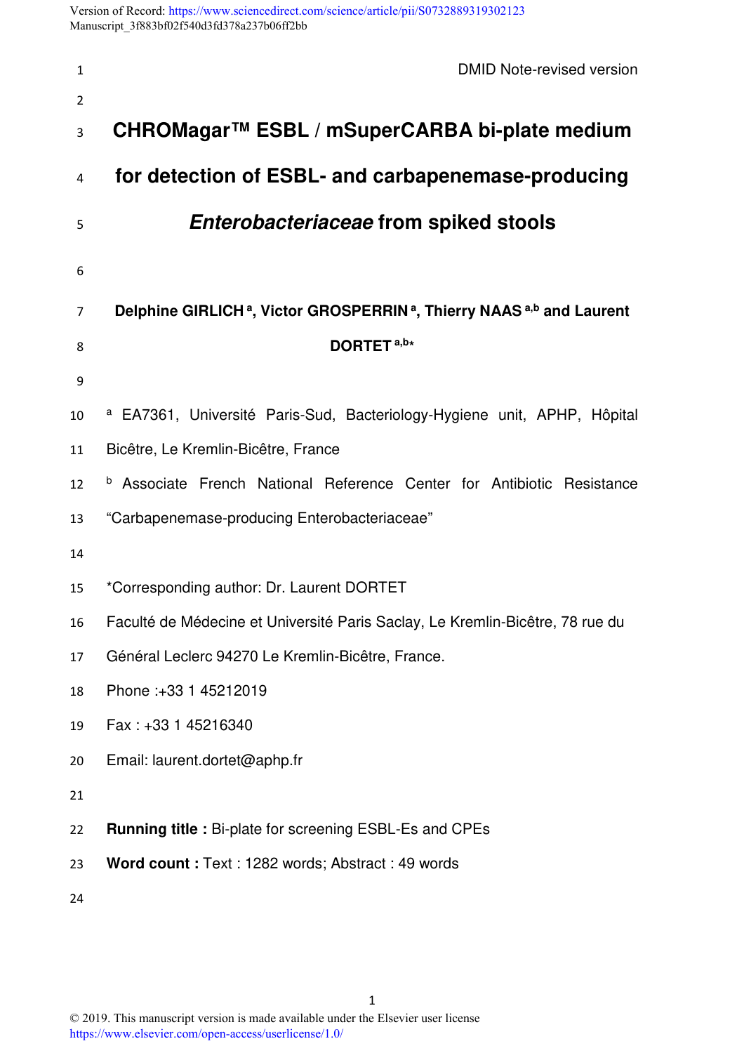DMID Note-revised version

# CHROMagar™ ESBL / mSuperCARBA bi-plate medium for detection of ESBL- and carbapenemase-producing *Enterobacteriaceae* from spiked stools

**Delphine GIRLICH [a], Victor GROSPERRIN [a], Thierry NAAS [a,b] and Laurent DORTET [a,b*]**

[a] EA7361, Université Paris-Sud, Bacteriology-Hygiene unit, APHP, Hôpital Bicêtre, Le Kremlin-Bicêtre, France

[b] Associate French National Reference Center for Antibiotic Resistance "Carbapenemase-producing Enterobacteriaceae"

*Corresponding author: Dr. Laurent DORTET

Faculté de Médecine et Université Paris Saclay, Le Kremlin-Bicêtre, 78 rue du Général Leclerc 94270 Le Kremlin-Bicêtre, France.

Phone :+33 1 45212019

Fax : +33 1 45216340

Email: laurent.dortet@aphp.fr

**Running title :** Bi-plate for screening ESBL-Es and CPEs

**Word count :** Text : 1282 words; Abstract : 49 words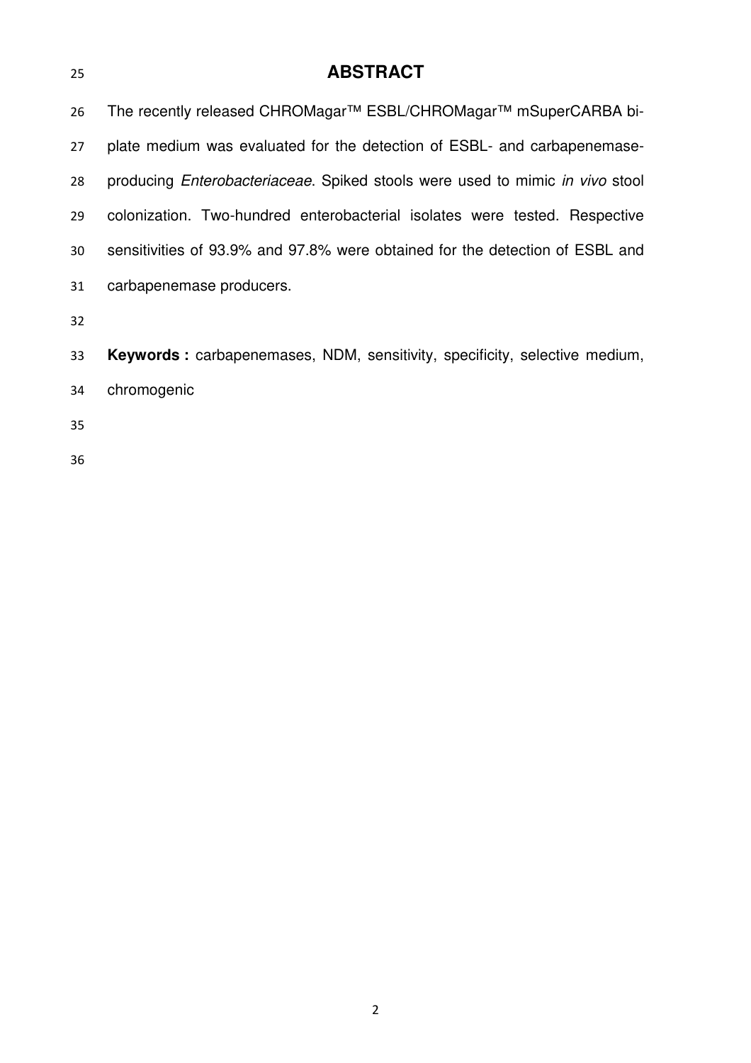## ABSTRACT

The recently released CHROMagar™ ESBL/CHROMagar™ mSuperCARBA bi-plate medium was evaluated for the detection of ESBL- and carbapenemase-producing *Enterobacteriaceae*. Spiked stools were used to mimic *in vivo* stool colonization. Two-hundred enterobacterial isolates were tested. Respective sensitivities of 93.9% and 97.8% were obtained for the detection of ESBL and carbapenemase producers.

**Keywords :** carbapenemases, NDM, sensitivity, specificity, selective medium, chromogenic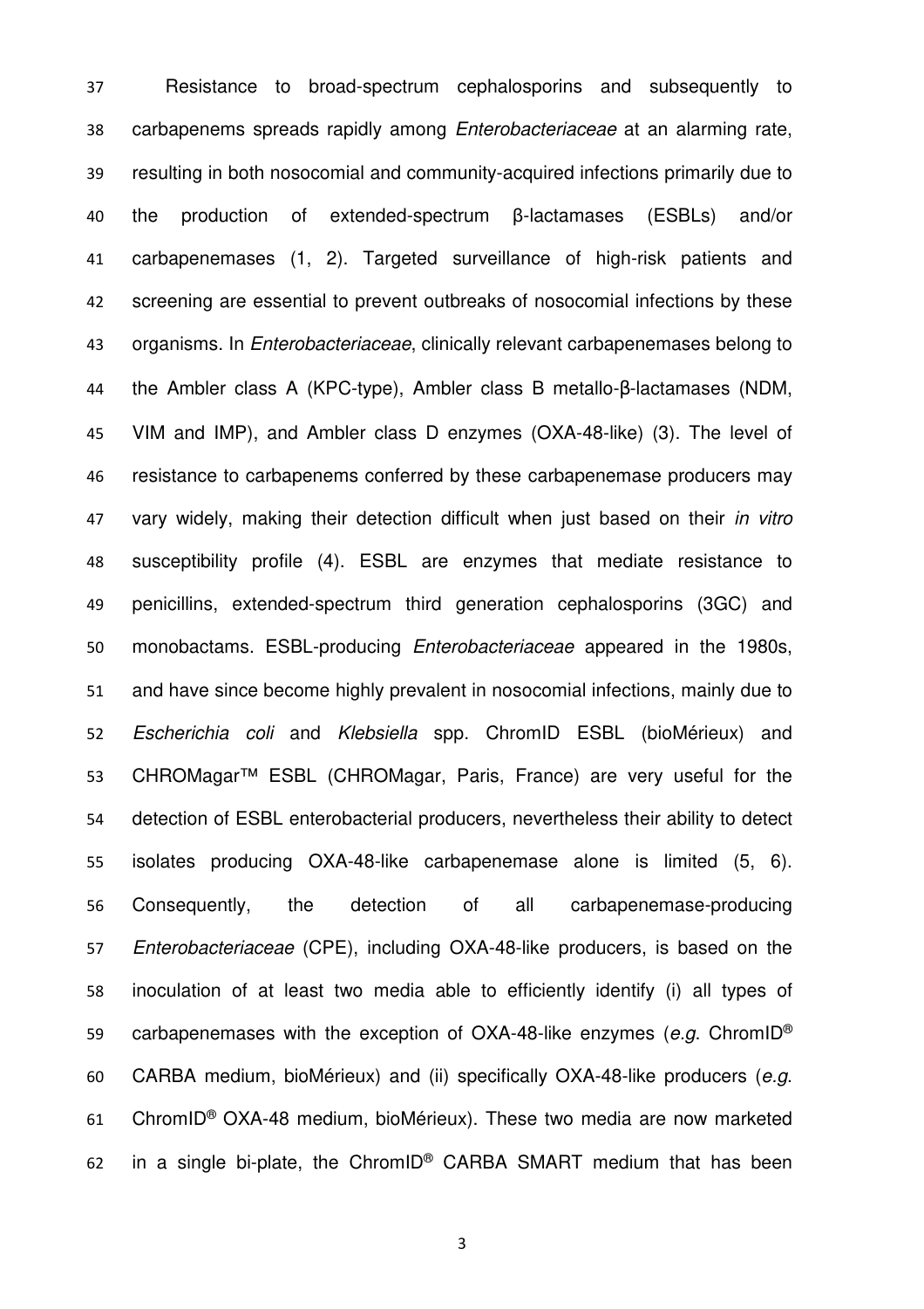Resistance to broad-spectrum cephalosporins and subsequently to carbapenems spreads rapidly among *Enterobacteriaceae* at an alarming rate, resulting in both nosocomial and community-acquired infections primarily due to the production of extended-spectrum β-lactamases (ESBLs) and/or carbapenemases (1, 2). Targeted surveillance of high-risk patients and screening are essential to prevent outbreaks of nosocomial infections by these organisms. In *Enterobacteriaceae*, clinically relevant carbapenemases belong to the Ambler class A (KPC-type), Ambler class B metallo-β-lactamases (NDM, VIM and IMP), and Ambler class D enzymes (OXA-48-like) (3). The level of resistance to carbapenems conferred by these carbapenemase producers may vary widely, making their detection difficult when just based on their *in vitro* susceptibility profile (4). ESBL are enzymes that mediate resistance to penicillins, extended-spectrum third generation cephalosporins (3GC) and monobactams. ESBL-producing *Enterobacteriaceae* appeared in the 1980s, and have since become highly prevalent in nosocomial infections, mainly due to *Escherichia coli* and *Klebsiella* spp. ChromID ESBL (bioMérieux) and CHROMagar™ ESBL (CHROMagar, Paris, France) are very useful for the detection of ESBL enterobacterial producers, nevertheless their ability to detect isolates producing OXA-48-like carbapenemase alone is limited (5, 6). Consequently, the detection of all carbapenemase-producing *Enterobacteriaceae* (CPE), including OXA-48-like producers, is based on the inoculation of at least two media able to efficiently identify (i) all types of carbapenemases with the exception of OXA-48-like enzymes (*e.g.* ChromID® CARBA medium, bioMérieux) and (ii) specifically OXA-48-like producers (*e.g.* ChromID® OXA-48 medium, bioMérieux). These two media are now marketed in a single bi-plate, the ChromID® CARBA SMART medium that has been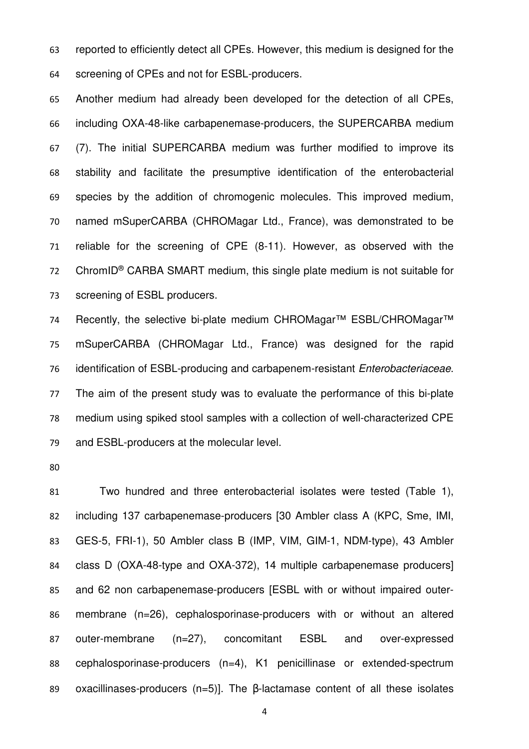reported to efficiently detect all CPEs. However, this medium is designed for the screening of CPEs and not for ESBL-producers.

Another medium had already been developed for the detection of all CPEs, including OXA-48-like carbapenemase-producers, the SUPERCARBA medium (7). The initial SUPERCARBA medium was further modified to improve its stability and facilitate the presumptive identification of the enterobacterial species by the addition of chromogenic molecules. This improved medium, named mSuperCARBA (CHROMagar Ltd., France), was demonstrated to be reliable for the screening of CPE (8-11). However, as observed with the ChromID® CARBA SMART medium, this single plate medium is not suitable for screening of ESBL producers.

Recently, the selective bi-plate medium CHROMagar™ ESBL/CHROMagar™ mSuperCARBA (CHROMagar Ltd., France) was designed for the rapid identification of ESBL-producing and carbapenem-resistant *Enterobacteriaceae*. The aim of the present study was to evaluate the performance of this bi-plate medium using spiked stool samples with a collection of well-characterized CPE and ESBL-producers at the molecular level.

Two hundred and three enterobacterial isolates were tested (Table 1), including 137 carbapenemase-producers [30 Ambler class A (KPC, Sme, IMI, GES-5, FRI-1), 50 Ambler class B (IMP, VIM, GIM-1, NDM-type), 43 Ambler class D (OXA-48-type and OXA-372), 14 multiple carbapenemase producers] and 62 non carbapenemase-producers [ESBL with or without impaired outer-membrane (n=26), cephalosporinase-producers with or without an altered outer-membrane (n=27), concomitant ESBL and over-expressed cephalosporinase-producers (n=4), K1 penicillinase or extended-spectrum oxacillinases-producers (n=5)]. The β-lactamase content of all these isolates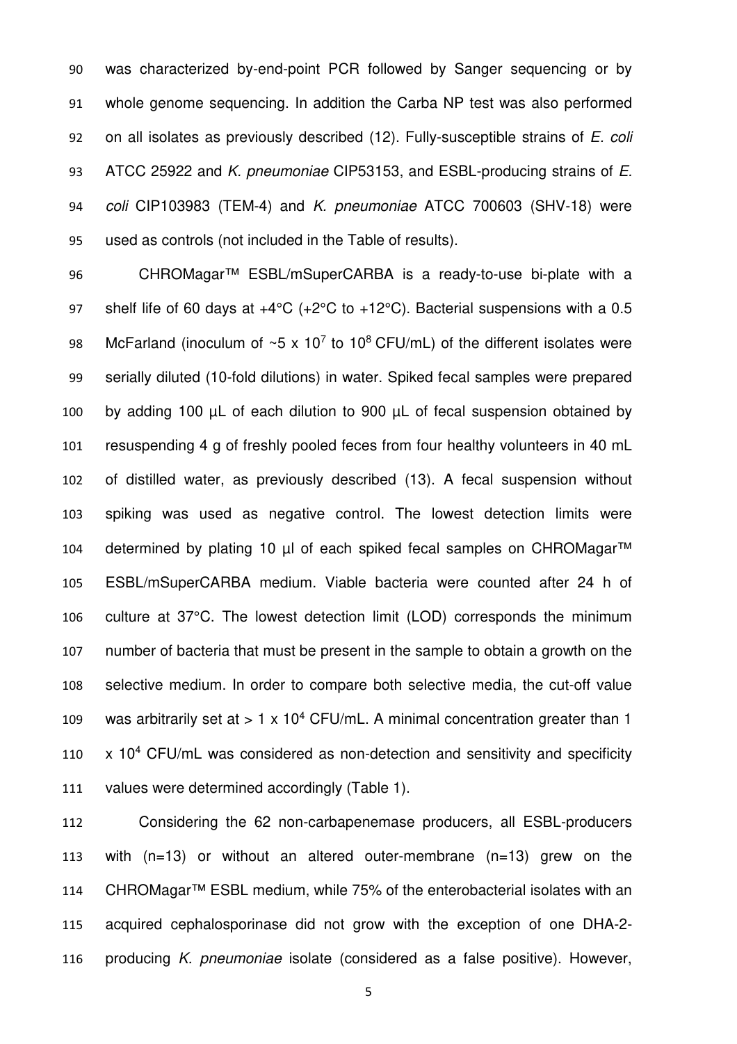was characterized by-end-point PCR followed by Sanger sequencing or by whole genome sequencing. In addition the Carba NP test was also performed on all isolates as previously described (12). Fully-susceptible strains of *E. coli* ATCC 25922 and *K. pneumoniae* CIP53153, and ESBL-producing strains of *E. coli* CIP103983 (TEM-4) and *K. pneumoniae* ATCC 700603 (SHV-18) were used as controls (not included in the Table of results).

CHROMagar™ ESBL/mSuperCARBA is a ready-to-use bi-plate with a shelf life of 60 days at +4°C (+2°C to +12°C). Bacterial suspensions with a 0.5 McFarland (inoculum of ~5 x $10^7$ to $10^8$ CFU/mL) of the different isolates were serially diluted (10-fold dilutions) in water. Spiked fecal samples were prepared by adding 100 µL of each dilution to 900 µL of fecal suspension obtained by resuspending 4 g of freshly pooled feces from four healthy volunteers in 40 mL of distilled water, as previously described (13). A fecal suspension without spiking was used as negative control. The lowest detection limits were determined by plating 10 µl of each spiked fecal samples on CHROMagar™ ESBL/mSuperCARBA medium. Viable bacteria were counted after 24 h of culture at 37°C. The lowest detection limit (LOD) corresponds the minimum number of bacteria that must be present in the sample to obtain a growth on the selective medium. In order to compare both selective media, the cut-off value was arbitrarily set at > 1 x $10^4$ CFU/mL. A minimal concentration greater than 1 x $10^4$ CFU/mL was considered as non-detection and sensitivity and specificity values were determined accordingly (Table 1).

Considering the 62 non-carbapenemase producers, all ESBL-producers with (n=13) or without an altered outer-membrane (n=13) grew on the CHROMagar™ ESBL medium, while 75% of the enterobacterial isolates with an acquired cephalosporinase did not grow with the exception of one DHA-2-producing *K. pneumoniae* isolate (considered as a false positive). However,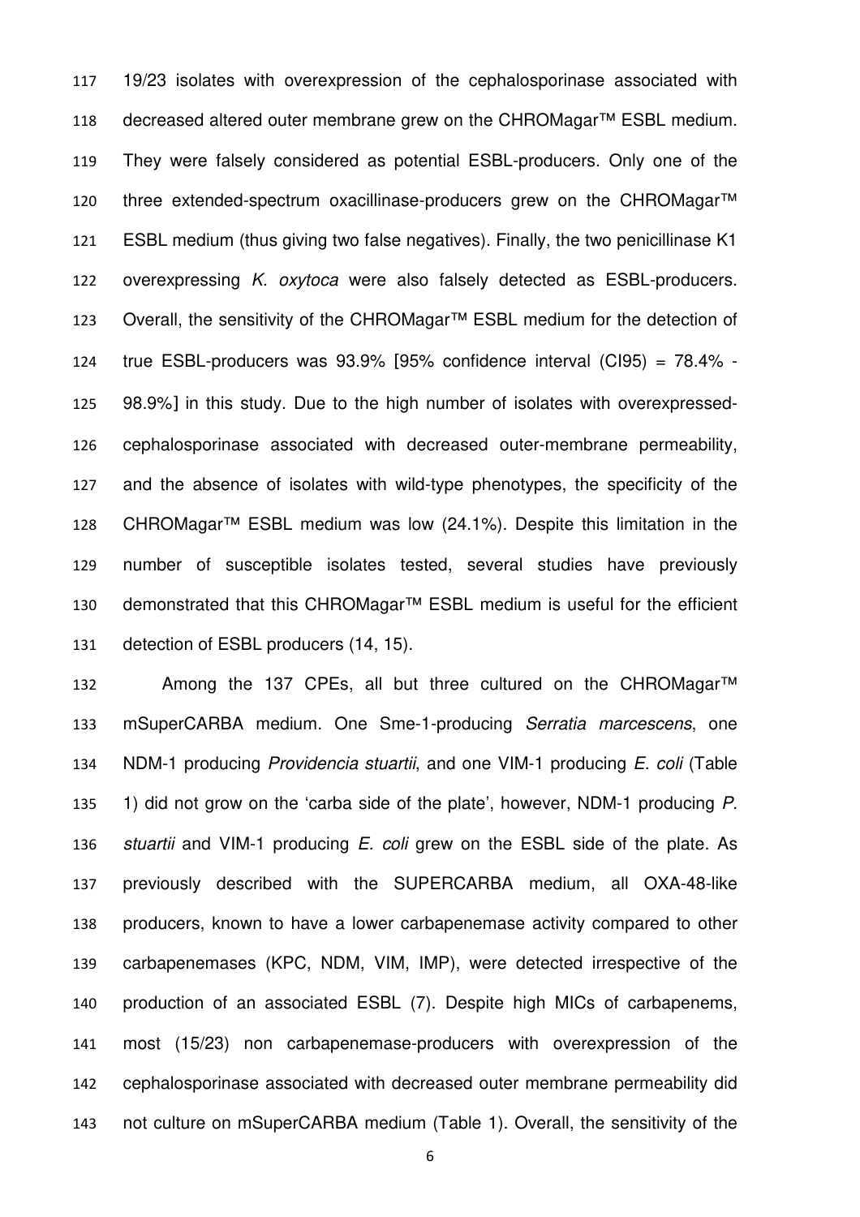19/23 isolates with overexpression of the cephalosporinase associated with decreased altered outer membrane grew on the CHROMagar™ ESBL medium. They were falsely considered as potential ESBL-producers. Only one of the three extended-spectrum oxacillinase-producers grew on the CHROMagar™ ESBL medium (thus giving two false negatives). Finally, the two penicillinase K1 overexpressing *K. oxytoca* were also falsely detected as ESBL-producers. Overall, the sensitivity of the CHROMagar™ ESBL medium for the detection of true ESBL-producers was 93.9% [95% confidence interval (CI95) = 78.4% - 98.9%] in this study. Due to the high number of isolates with overexpressed-cephalosporinase associated with decreased outer-membrane permeability, and the absence of isolates with wild-type phenotypes, the specificity of the CHROMagar™ ESBL medium was low (24.1%). Despite this limitation in the number of susceptible isolates tested, several studies have previously demonstrated that this CHROMagar™ ESBL medium is useful for the efficient detection of ESBL producers (14, 15).

Among the 137 CPEs, all but three cultured on the CHROMagar™ mSuperCARBA medium. One Sme-1-producing *Serratia marcescens*, one NDM-1 producing *Providencia stuartii*, and one VIM-1 producing *E. coli* (Table 1) did not grow on the 'carba side of the plate', however, NDM-1 producing *P. stuartii* and VIM-1 producing *E. coli* grew on the ESBL side of the plate. As previously described with the SUPERCARBA medium, all OXA-48-like producers, known to have a lower carbapenemase activity compared to other carbapenemases (KPC, NDM, VIM, IMP), were detected irrespective of the production of an associated ESBL (7). Despite high MICs of carbapenems, most (15/23) non carbapenemase-producers with overexpression of the cephalosporinase associated with decreased outer membrane permeability did not culture on mSuperCARBA medium (Table 1). Overall, the sensitivity of the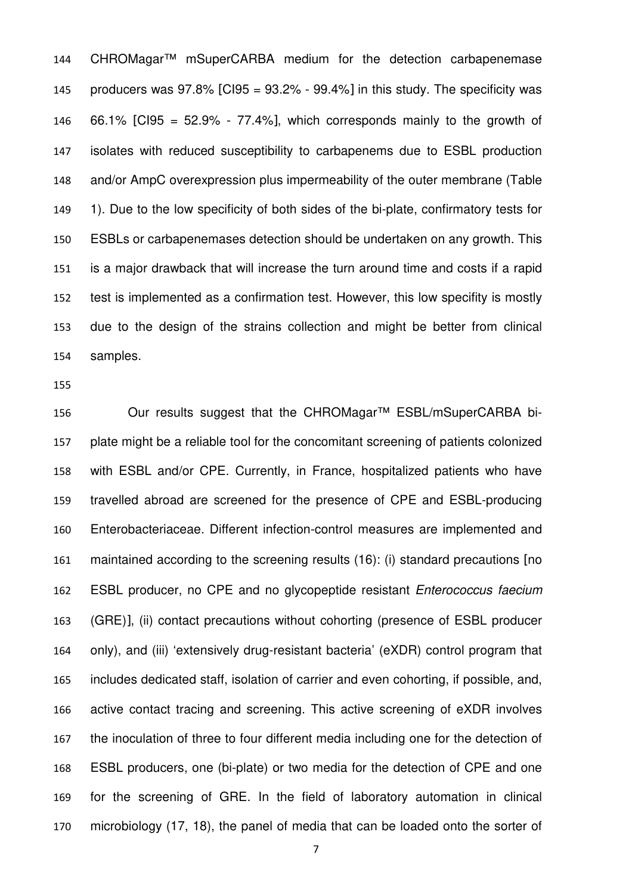CHROMagar™ mSuperCARBA medium for the detection carbapenemase producers was 97.8% [CI95 = 93.2% - 99.4%] in this study. The specificity was 66.1% [CI95 = 52.9% - 77.4%], which corresponds mainly to the growth of isolates with reduced susceptibility to carbapenems due to ESBL production and/or AmpC overexpression plus impermeability of the outer membrane (Table 1). Due to the low specificity of both sides of the bi-plate, confirmatory tests for ESBLs or carbapenemases detection should be undertaken on any growth. This is a major drawback that will increase the turn around time and costs if a rapid test is implemented as a confirmation test. However, this low specifity is mostly due to the design of the strains collection and might be better from clinical samples.

Our results suggest that the CHROMagar™ ESBL/mSuperCARBA bi-plate might be a reliable tool for the concomitant screening of patients colonized with ESBL and/or CPE. Currently, in France, hospitalized patients who have travelled abroad are screened for the presence of CPE and ESBL-producing Enterobacteriaceae. Different infection-control measures are implemented and maintained according to the screening results (16): (i) standard precautions [no ESBL producer, no CPE and no glycopeptide resistant *Enterococcus faecium* (GRE)], (ii) contact precautions without cohorting (presence of ESBL producer only), and (iii) 'extensively drug-resistant bacteria' (eXDR) control program that includes dedicated staff, isolation of carrier and even cohorting, if possible, and, active contact tracing and screening. This active screening of eXDR involves the inoculation of three to four different media including one for the detection of ESBL producers, one (bi-plate) or two media for the detection of CPE and one for the screening of GRE. In the field of laboratory automation in clinical microbiology (17, 18), the panel of media that can be loaded onto the sorter of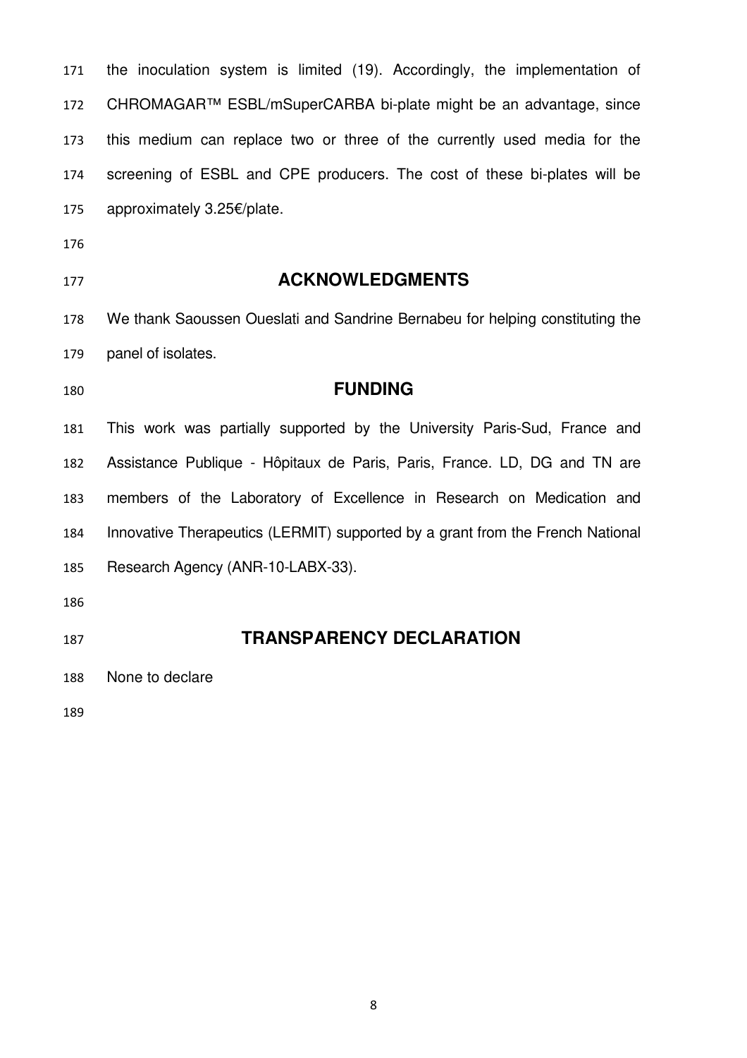the inoculation system is limited (19). Accordingly, the implementation of CHROMAGAR™ ESBL/mSuperCARBA bi-plate might be an advantage, since this medium can replace two or three of the currently used media for the screening of ESBL and CPE producers. The cost of these bi-plates will be approximately 3.25€/plate.

## ACKNOWLEDGMENTS

We thank Saoussen Oueslati and Sandrine Bernabeu for helping constituting the panel of isolates.

## FUNDING

This work was partially supported by the University Paris-Sud, France and Assistance Publique - Hôpitaux de Paris, Paris, France. LD, DG and TN are members of the Laboratory of Excellence in Research on Medication and Innovative Therapeutics (LERMIT) supported by a grant from the French National Research Agency (ANR-10-LABX-33).

## TRANSPARENCY DECLARATION

None to declare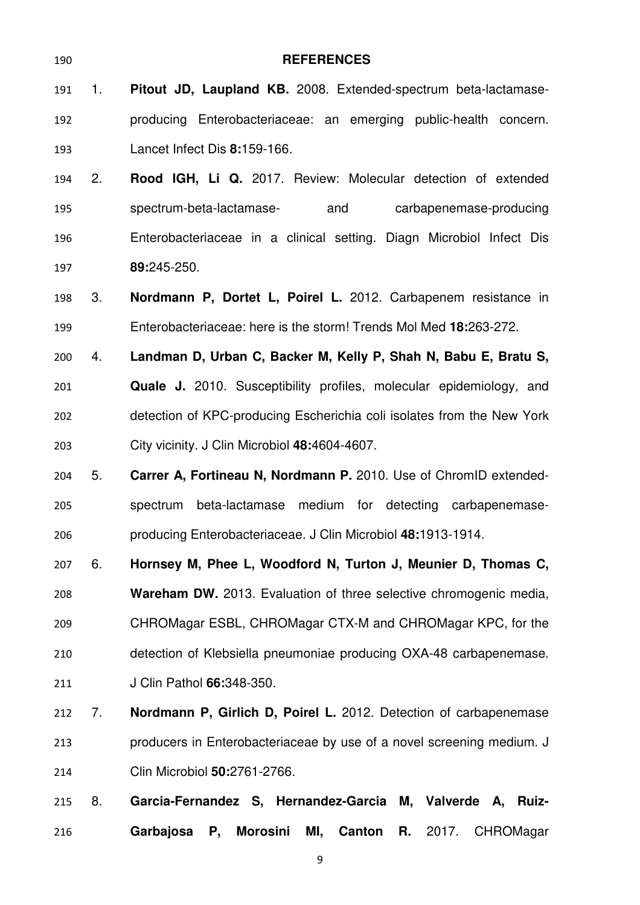## REFERENCES

1. **Pitout JD, Laupland KB.** 2008. Extended-spectrum beta-lactamase-producing Enterobacteriaceae: an emerging public-health concern. Lancet Infect Dis **8:**159-166.
2. **Rood IGH, Li Q.** 2017. Review: Molecular detection of extended spectrum-beta-lactamase- and carbapenemase-producing Enterobacteriaceae in a clinical setting. Diagn Microbiol Infect Dis **89:**245-250.
3. **Nordmann P, Dortet L, Poirel L.** 2012. Carbapenem resistance in Enterobacteriaceae: here is the storm! Trends Mol Med **18:**263-272.
4. **Landman D, Urban C, Backer M, Kelly P, Shah N, Babu E, Bratu S, Quale J.** 2010. Susceptibility profiles, molecular epidemiology, and detection of KPC-producing Escherichia coli isolates from the New York City vicinity. J Clin Microbiol **48:**4604-4607.
5. **Carrer A, Fortineau N, Nordmann P.** 2010. Use of ChromID extended-spectrum beta-lactamase medium for detecting carbapenemase-producing Enterobacteriaceae. J Clin Microbiol **48:**1913-1914.
6. **Hornsey M, Phee L, Woodford N, Turton J, Meunier D, Thomas C, Wareham DW.** 2013. Evaluation of three selective chromogenic media, CHROMagar ESBL, CHROMagar CTX-M and CHROMagar KPC, for the detection of Klebsiella pneumoniae producing OXA-48 carbapenemase. J Clin Pathol **66:**348-350.
7. **Nordmann P, Girlich D, Poirel L.** 2012. Detection of carbapenemase producers in Enterobacteriaceae by use of a novel screening medium. J Clin Microbiol **50:**2761-2766.
8. **Garcia-Fernandez S, Hernandez-Garcia M, Valverde A, Ruiz-Garbajosa P, Morosini MI, Canton R.** 2017. CHROMagar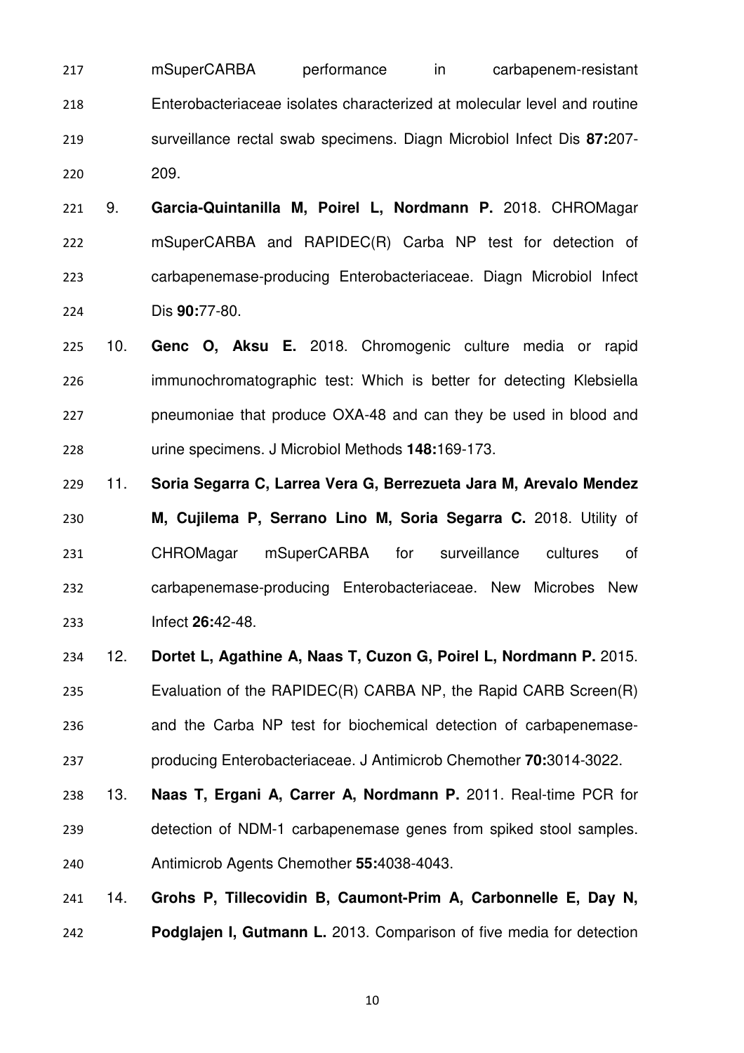mSuperCARBA performance in carbapenem-resistant Enterobacteriaceae isolates characterized at molecular level and routine surveillance rectal swab specimens. Diagn Microbiol Infect Dis **87:**207-209.

9. **Garcia-Quintanilla M, Poirel L, Nordmann P.** 2018. CHROMagar mSuperCARBA and RAPIDEC(R) Carba NP test for detection of carbapenemase-producing Enterobacteriaceae. Diagn Microbiol Infect Dis **90:**77-80.

10. **Genc O, Aksu E.** 2018. Chromogenic culture media or rapid immunochromatographic test: Which is better for detecting Klebsiella pneumoniae that produce OXA-48 and can they be used in blood and urine specimens. J Microbiol Methods **148:**169-173.

11. **Soria Segarra C, Larrea Vera G, Berrezueta Jara M, Arevalo Mendez M, Cujilema P, Serrano Lino M, Soria Segarra C.** 2018. Utility of CHROMagar mSuperCARBA for surveillance cultures of carbapenemase-producing Enterobacteriaceae. New Microbes New Infect **26:**42-48.

12. **Dortet L, Agathine A, Naas T, Cuzon G, Poirel L, Nordmann P.** 2015. Evaluation of the RAPIDEC(R) CARBA NP, the Rapid CARB Screen(R) and the Carba NP test for biochemical detection of carbapenemase-producing Enterobacteriaceae. J Antimicrob Chemother **70:**3014-3022.

13. **Naas T, Ergani A, Carrer A, Nordmann P.** 2011. Real-time PCR for detection of NDM-1 carbapenemase genes from spiked stool samples. Antimicrob Agents Chemother **55:**4038-4043.

14. **Grohs P, Tillecovidin B, Caumont-Prim A, Carbonnelle E, Day N, Podglajen I, Gutmann L.** 2013. Comparison of five media for detection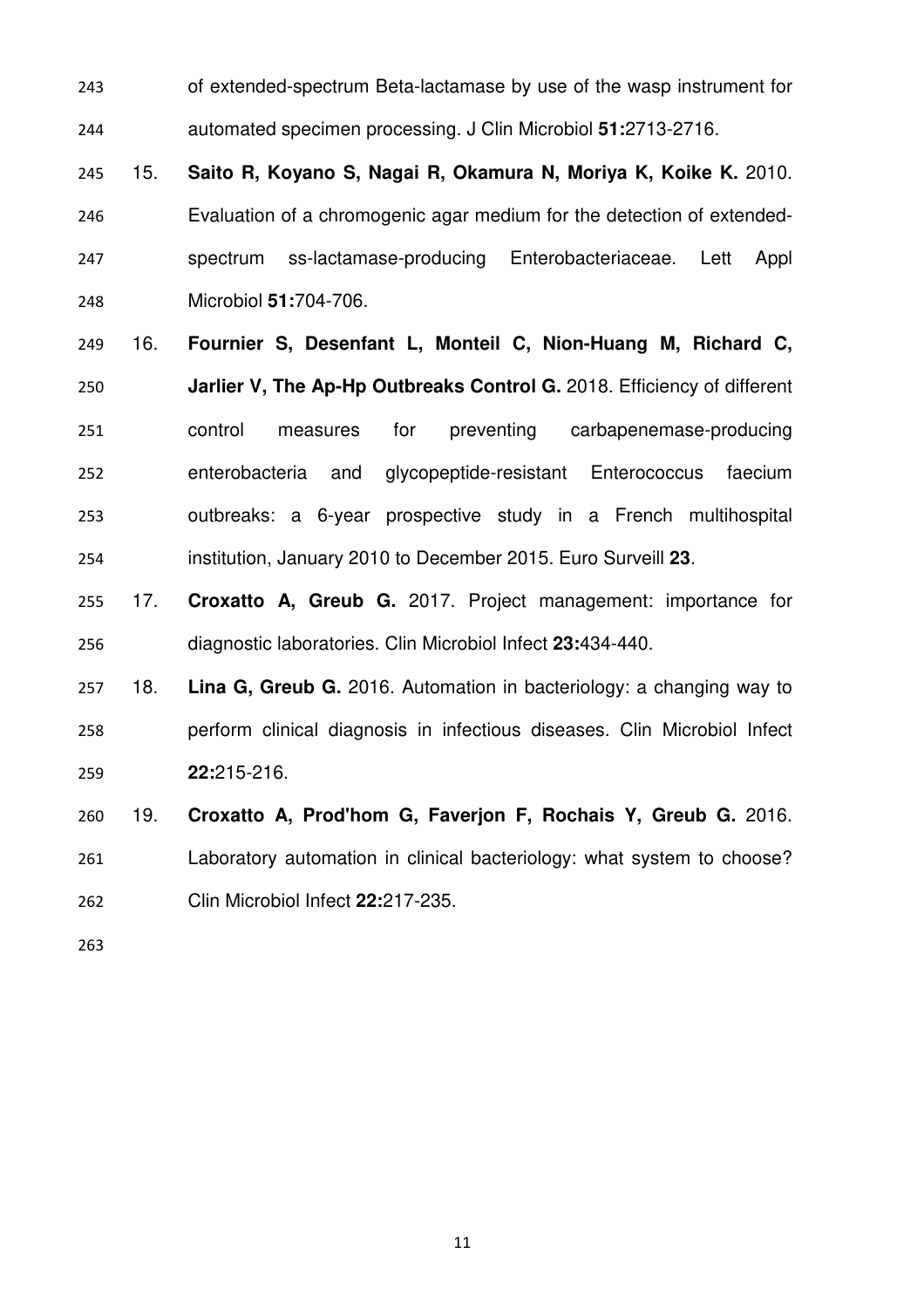of extended-spectrum Beta-lactamase by use of the wasp instrument for automated specimen processing. J Clin Microbiol **51:**2713-2716.

15. **Saito R, Koyano S, Nagai R, Okamura N, Moriya K, Koike K.** 2010. Evaluation of a chromogenic agar medium for the detection of extended-spectrum ss-lactamase-producing Enterobacteriaceae. Lett Appl Microbiol **51:**704-706.

16. **Fournier S, Desenfant L, Monteil C, Nion-Huang M, Richard C, Jarlier V, The Ap-Hp Outbreaks Control G.** 2018. Efficiency of different control measures for preventing carbapenemase-producing enterobacteria and glycopeptide-resistant Enterococcus faecium outbreaks: a 6-year prospective study in a French multihospital institution, January 2010 to December 2015. Euro Surveill **23**.

17. **Croxatto A, Greub G.** 2017. Project management: importance for diagnostic laboratories. Clin Microbiol Infect **23:**434-440.

18. **Lina G, Greub G.** 2016. Automation in bacteriology: a changing way to perform clinical diagnosis in infectious diseases. Clin Microbiol Infect **22:**215-216.

19. **Croxatto A, Prod'hom G, Faverjon F, Rochais Y, Greub G.** 2016. Laboratory automation in clinical bacteriology: what system to choose? Clin Microbiol Infect **22:**217-235.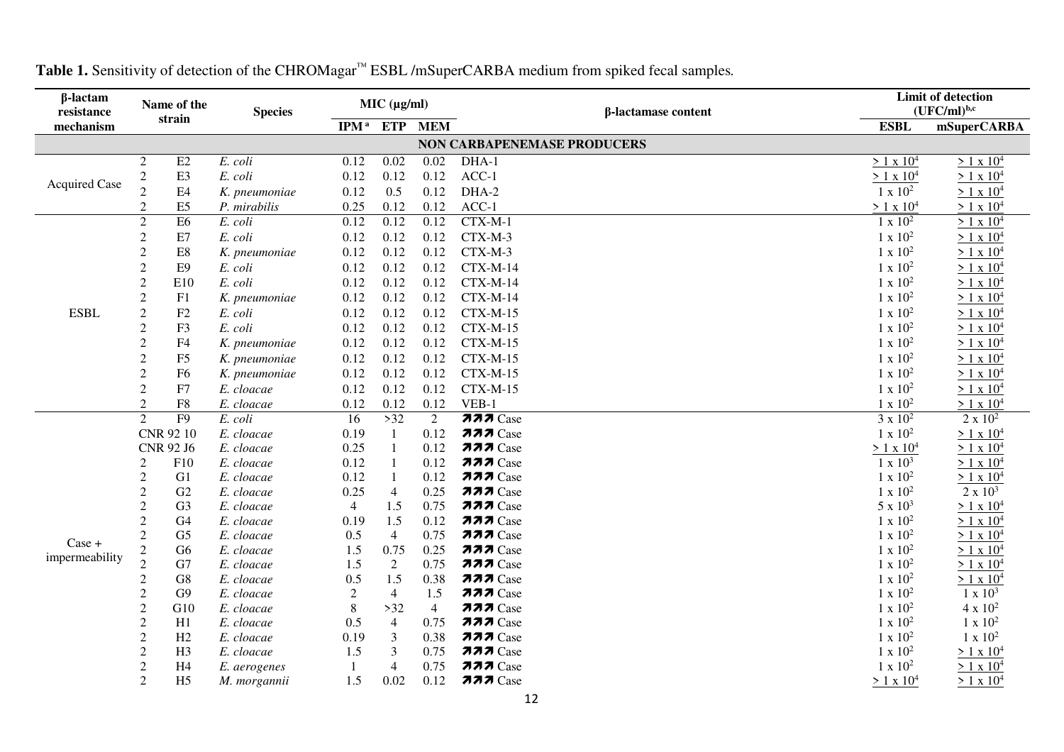**Table 1.** Sensitivity of detection of the CHROMagar™ ESBL /mSuperCARBA medium from spiked fecal samples.

| β-lactam resistance mechanism | Name of the strain | | Species | MIC (µg/ml) | | | β-lactamase content | Limit of detection (UFC/ml)[b,c] | |
|---|---|---|---|---|---|---|---|---|---|
| | | | | IPM [a] | ETP | MEM | | ESBL | mSuperCARBA |
| **NON CARBAPENEMASE PRODUCERS** | | | | | | | | | |
| Acquired Case | 2 | E2 | *E. coli* | 0.12 | 0.02 | 0.02 | DHA-1 | $\geq 1 \times 10^4$ | $\geq 1 \times 10^4$ |
| | 2 | E3 | *E. coli* | 0.12 | 0.12 | 0.12 | ACC-1 | $\geq 1 \times 10^4$ | $\geq 1 \times 10^4$ |
| | 2 | E4 | *K. pneumoniae* | 0.12 | 0.5 | 0.12 | DHA-2 | $1 \times 10^2$ | $\geq 1 \times 10^4$ |
| | 2 | E5 | *P. mirabilis* | 0.25 | 0.12 | 0.12 | ACC-1 | $\geq 1 \times 10^4$ | $\geq 1 \times 10^4$ |
| ESBL | 2 | E6 | *E. coli* | 0.12 | 0.12 | 0.12 | CTX-M-1 | $1 \times 10^2$ | $\geq 1 \times 10^4$ |
| | 2 | E7 | *E. coli* | 0.12 | 0.12 | 0.12 | CTX-M-3 | $1 \times 10^2$ | $\geq 1 \times 10^4$ |
| | 2 | E8 | *K. pneumoniae* | 0.12 | 0.12 | 0.12 | CTX-M-3 | $1 \times 10^2$ | $\geq 1 \times 10^4$ |
| | 2 | E9 | *E. coli* | 0.12 | 0.12 | 0.12 | CTX-M-14 | $1 \times 10^2$ | $\geq 1 \times 10^4$ |
| | 2 | E10 | *E. coli* | 0.12 | 0.12 | 0.12 | CTX-M-14 | $1 \times 10^2$ | $\geq 1 \times 10^4$ |
| | 2 | F1 | *K. pneumoniae* | 0.12 | 0.12 | 0.12 | CTX-M-14 | $1 \times 10^2$ | $\geq 1 \times 10^4$ |
| | 2 | F2 | *E. coli* | 0.12 | 0.12 | 0.12 | CTX-M-15 | $1 \times 10^2$ | $\geq 1 \times 10^4$ |
| | 2 | F3 | *E. coli* | 0.12 | 0.12 | 0.12 | CTX-M-15 | $1 \times 10^2$ | $\geq 1 \times 10^4$ |
| | 2 | F4 | *K. pneumoniae* | 0.12 | 0.12 | 0.12 | CTX-M-15 | $1 \times 10^2$ | $\geq 1 \times 10^4$ |
| | 2 | F5 | *K. pneumoniae* | 0.12 | 0.12 | 0.12 | CTX-M-15 | $1 \times 10^2$ | $\geq 1 \times 10^4$ |
| | 2 | F6 | *K. pneumoniae* | 0.12 | 0.12 | 0.12 | CTX-M-15 | $1 \times 10^2$ | $\geq 1 \times 10^4$ |
| | 2 | F7 | *E. cloacae* | 0.12 | 0.12 | 0.12 | CTX-M-15 | $1 \times 10^2$ | $\geq 1 \times 10^4$ |
| | 2 | F8 | *E. cloacae* | 0.12 | 0.12 | 0.12 | VEB-1 | $1 \times 10^2$ | $\geq 1 \times 10^4$ |
| Case + impermeability | 2 | F9 | *E. coli* | 16 | >32 | 2 | ↗↗↗ Case | $3 \times 10^2$ | $2 \times 10^2$ |
| | CNR 92 10 | | *E. cloacae* | 0.19 | 1 | 0.12 | ↗↗↗ Case | $1 \times 10^2$ | $\geq 1 \times 10^4$ |
| | CNR 92 J6 | | *E. cloacae* | 0.25 | 1 | 0.12 | ↗↗↗ Case | $\geq 1 \times 10^4$ | $\geq 1 \times 10^4$ |
| | 2 | F10 | *E. cloacae* | 0.12 | 1 | 0.12 | ↗↗↗ Case | $1 \times 10^3$ | $\geq 1 \times 10^4$ |
| | 2 | G1 | *E. cloacae* | 0.12 | 1 | 0.12 | ↗↗↗ Case | $1 \times 10^2$ | $\geq 1 \times 10^4$ |
| | 2 | G2 | *E. cloacae* | 0.25 | 4 | 0.25 | ↗↗↗ Case | $1 \times 10^2$ | $2 \times 10^3$ |
| | 2 | G3 | *E. cloacae* | 4 | 1.5 | 0.75 | ↗↗↗ Case | $5 \times 10^3$ | $\geq 1 \times 10^4$ |
| | 2 | G4 | *E. cloacae* | 0.19 | 1.5 | 0.12 | ↗↗↗ Case | $1 \times 10^2$ | $\geq 1 \times 10^4$ |
| | 2 | G5 | *E. cloacae* | 0.5 | 4 | 0.75 | ↗↗↗ Case | $1 \times 10^2$ | $\geq 1 \times 10^4$ |
| | 2 | G6 | *E. cloacae* | 1.5 | 0.75 | 0.25 | ↗↗↗ Case | $1 \times 10^2$ | $\geq 1 \times 10^4$ |
| | 2 | G7 | *E. cloacae* | 1.5 | 2 | 0.75 | ↗↗↗ Case | $1 \times 10^2$ | $\geq 1 \times 10^4$ |
| | 2 | G8 | *E. cloacae* | 0.5 | 1.5 | 0.38 | ↗↗↗ Case | $1 \times 10^2$ | $\geq 1 \times 10^4$ |
| | 2 | G9 | *E. cloacae* | 2 | 4 | 1.5 | ↗↗↗ Case | $1 \times 10^2$ | $1 \times 10^3$ |
| | 2 | G10 | *E. cloacae* | 8 | >32 | 4 | ↗↗↗ Case | $1 \times 10^2$ | $4 \times 10^2$ |
| | 2 | H1 | *E. cloacae* | 0.5 | 4 | 0.75 | ↗↗↗ Case | $1 \times 10^2$ | $1 \times 10^2$ |
| | 2 | H2 | *E. cloacae* | 0.19 | 3 | 0.38 | ↗↗↗ Case | $1 \times 10^2$ | $1 \times 10^2$ |
| | 2 | H3 | *E. cloacae* | 1.5 | 3 | 0.75 | ↗↗↗ Case | $1 \times 10^2$ | $\geq 1 \times 10^4$ |
| | 2 | H4 | *E. aerogenes* | 1 | 4 | 0.75 | ↗↗↗ Case | $1 \times 10^2$ | $\geq 1 \times 10^4$ |
| | 2 | H5 | *M. morgannii* | 1.5 | 0.02 | 0.12 | ↗↗↗ Case | $\geq 1 \times 10^4$ | $\geq 1 \times 10^4$ |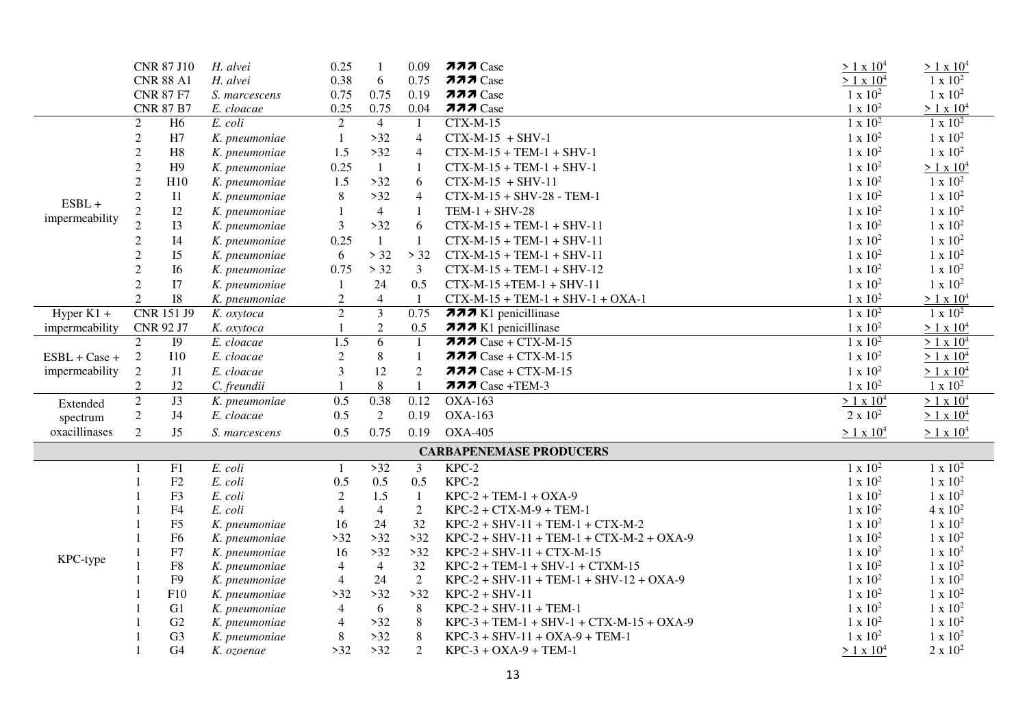| | | | | | | | | |
|---|---|---|---|---|---|---|---|---|
| | CNR 87 J10 | *H. alvei* | 0.25 | 1 | 0.09 | ↗↗↗ Case | ≥ 1 x $10^4$ | ≥ 1 x $10^4$ |
| | CNR 88 A1 | *H. alvei* | 0.38 | 6 | 0.75 | ↗↗↗ Case | ≥ 1 x $10^4$ | 1 x $10^2$ |
| | CNR 87 F7 | *S. marcescens* | 0.75 | 0.75 | 0.19 | ↗↗↗ Case | 1 x $10^2$ | 1 x $10^2$ |
| | CNR 87 B7 | *E. cloacae* | 0.25 | 0.75 | 0.04 | ↗↗↗ Case | 1 x $10^2$ | ≥ 1 x $10^4$ |
| ESBL + impermeability | 2 H6 | *E. coli* | 2 | 4 | 1 | CTX-M-15 | 1 x $10^2$ | 1 x $10^2$ |
| | 2 H7 | *K. pneumoniae* | 1 | >32 | 4 | CTX-M-15 + SHV-1 | 1 x $10^2$ | 1 x $10^2$ |
| | 2 H8 | *K. pneumoniae* | 1.5 | >32 | 4 | CTX-M-15 + TEM-1 + SHV-1 | 1 x $10^2$ | 1 x $10^2$ |
| | 2 H9 | *K. pneumoniae* | 0.25 | 1 | 1 | CTX-M-15 + TEM-1 + SHV-1 | 1 x $10^2$ | ≥ 1 x $10^4$ |
| | 2 H10 | *K. pneumoniae* | 1.5 | >32 | 6 | CTX-M-15 + SHV-11 | 1 x $10^2$ | 1 x $10^2$ |
| | 2 I1 | *K. pneumoniae* | 8 | >32 | 4 | CTX-M-15 + SHV-28 - TEM-1 | 1 x $10^2$ | 1 x $10^2$ |
| | 2 I2 | *K. pneumoniae* | 1 | 4 | 1 | TEM-1 + SHV-28 | 1 x $10^2$ | 1 x $10^2$ |
| | 2 I3 | *K. pneumoniae* | 3 | >32 | 6 | CTX-M-15 + TEM-1 + SHV-11 | 1 x $10^2$ | 1 x $10^2$ |
| | 2 I4 | *K. pneumoniae* | 0.25 | 1 | 1 | CTX-M-15 + TEM-1 + SHV-11 | 1 x $10^2$ | 1 x $10^2$ |
| | 2 I5 | *K. pneumoniae* | 6 | > 32 | > 32 | CTX-M-15 + TEM-1 + SHV-11 | 1 x $10^2$ | 1 x $10^2$ |
| | 2 I6 | *K. pneumoniae* | 0.75 | > 32 | 3 | CTX-M-15 + TEM-1 + SHV-12 | 1 x $10^2$ | 1 x $10^2$ |
| | 2 I7 | *K. pneumoniae* | 1 | 24 | 0.5 | CTX-M-15 +TEM-1 + SHV-11 | 1 x $10^2$ | 1 x $10^2$ |
| | 2 I8 | *K. pneumoniae* | 2 | 4 | 1 | CTX-M-15 + TEM-1 + SHV-1 + OXA-1 | 1 x $10^2$ | ≥ 1 x $10^4$ |
| Hyper K1 + impermeability | CNR 151 J9 | *K. oxytoca* | 2 | 3 | 0.75 | ↗↗↗ K1 penicillinase | 1 x $10^2$ | 1 x $10^2$ |
| | CNR 92 J7 | *K. oxytoca* | 1 | 2 | 0.5 | ↗↗↗ K1 penicillinase | 1 x $10^2$ | ≥ 1 x $10^4$ |
| ESBL + Case + impermeability | 2 I9 | *E. cloacae* | 1.5 | 6 | 1 | ↗↗↗ Case + CTX-M-15 | 1 x $10^2$ | ≥ 1 x $10^4$ |
| | 2 I10 | *E. cloacae* | 2 | 8 | 1 | ↗↗↗ Case + CTX-M-15 | 1 x $10^2$ | ≥ 1 x $10^4$ |
| | 2 J1 | *E. cloacae* | 3 | 12 | 2 | ↗↗↗ Case + CTX-M-15 | 1 x $10^2$ | ≥ 1 x $10^4$ |
| | 2 J2 | *C. freundii* | 1 | 8 | 1 | ↗↗↗ Case +TEM-3 | 1 x $10^2$ | 1 x $10^2$ |
| Extended spectrum oxacillinases | 2 J3 | *K. pneumoniae* | 0.5 | 0.38 | 0.12 | OXA-163 | ≥ 1 x $10^4$ | ≥ 1 x $10^4$ |
| | 2 J4 | *E. cloacae* | 0.5 | 2 | 0.19 | OXA-163 | 2 x $10^2$ | ≥ 1 x $10^4$ |
| | 2 J5 | *S. marcescens* | 0.5 | 0.75 | 0.19 | OXA-405 | ≥ 1 x $10^4$ | ≥ 1 x $10^4$ |
| **CARBAPENEMASE PRODUCERS** | | | | | | | | |
| KPC-type | 1 F1 | *E. coli* | 1 | >32 | 3 | KPC-2 | 1 x $10^2$ | 1 x $10^2$ |
| | 1 F2 | *E. coli* | 0.5 | 0.5 | 0.5 | KPC-2 | 1 x $10^2$ | 1 x $10^2$ |
| | 1 F3 | *E. coli* | 2 | 1.5 | 1 | KPC-2 + TEM-1 + OXA-9 | 1 x $10^2$ | 1 x $10^2$ |
| | 1 F4 | *E. coli* | 4 | 4 | 2 | KPC-2 + CTX-M-9 + TEM-1 | 1 x $10^2$ | 4 x $10^2$ |
| | 1 F5 | *K. pneumoniae* | 16 | 24 | 32 | KPC-2 + SHV-11 + TEM-1 + CTX-M-2 | 1 x $10^2$ | 1 x $10^2$ |
| | 1 F6 | *K. pneumoniae* | >32 | >32 | >32 | KPC-2 + SHV-11 + TEM-1 + CTX-M-2 + OXA-9 | 1 x $10^2$ | 1 x $10^2$ |
| | 1 F7 | *K. pneumoniae* | 16 | >32 | >32 | KPC-2 + SHV-11 + CTX-M-15 | 1 x $10^2$ | 1 x $10^2$ |
| | 1 F8 | *K. pneumoniae* | 4 | 4 | 32 | KPC-2 + TEM-1 + SHV-1 + CTXM-15 | 1 x $10^2$ | 1 x $10^2$ |
| | 1 F9 | *K. pneumoniae* | 4 | 24 | 2 | KPC-2 + SHV-11 + TEM-1 + SHV-12 + OXA-9 | 1 x $10^2$ | 1 x $10^2$ |
| | 1 F10 | *K. pneumoniae* | >32 | >32 | >32 | KPC-2 + SHV-11 | 1 x $10^2$ | 1 x $10^2$ |
| | 1 G1 | *K. pneumoniae* | 4 | 6 | 8 | KPC-2 + SHV-11 + TEM-1 | 1 x $10^2$ | 1 x $10^2$ |
| | 1 G2 | *K. pneumoniae* | 4 | >32 | 8 | KPC-3 + TEM-1 + SHV-1 + CTX-M-15 + OXA-9 | 1 x $10^2$ | 1 x $10^2$ |
| | 1 G3 | *K. pneumoniae* | 8 | >32 | 8 | KPC-3 + SHV-11 + OXA-9 + TEM-1 | 1 x $10^2$ | 1 x $10^2$ |
| | 1 G4 | *K. ozoenae* | >32 | >32 | 2 | KPC-3 + OXA-9 + TEM-1 | ≥ 1 x $10^4$ | 2 x $10^2$ |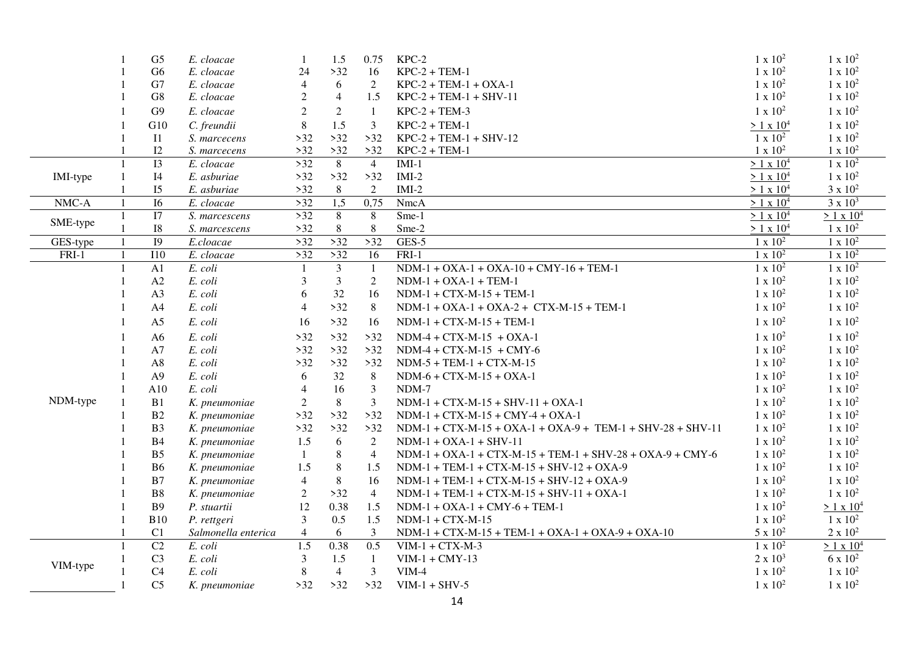| | | | | | | | | | |
|---|---|---|---|---|---|---|---|---|---|
| | 1 | G5 | *E. cloacae* | 1 | 1.5 | 0.75 | KPC-2 | $1 \times 10^2$ | $1 \times 10^2$ |
| | 1 | G6 | *E. cloacae* | 24 | >32 | 16 | KPC-2 + TEM-1 | $1 \times 10^2$ | $1 \times 10^2$ |
| | 1 | G7 | *E. cloacae* | 4 | 6 | 2 | KPC-2 + TEM-1 + OXA-1 | $1 \times 10^2$ | $1 \times 10^2$ |
| | 1 | G8 | *E. cloacae* | 2 | 4 | 1.5 | KPC-2 + TEM-1 + SHV-11 | $1 \times 10^2$ | $1 \times 10^2$ |
| | 1 | G9 | *E. cloacae* | 2 | 2 | 1 | KPC-2 + TEM-3 | $1 \times 10^2$ | $1 \times 10^2$ |
| | 1 | G10 | *C. freundii* | 8 | 1.5 | 3 | KPC-2 + TEM-1 | $\geq 1 \times 10^4$ | $1 \times 10^2$ |
| | 1 | I1 | *S. marcecens* | >32 | >32 | >32 | KPC-2 + TEM-1 + SHV-12 | $1 \times 10^2$ | $1 \times 10^2$ |
| | 1 | I2 | *S. marcecens* | >32 | >32 | >32 | KPC-2 + TEM-1 | $1 \times 10^2$ | $1 \times 10^2$ |
| IMI-type | 1 | I3 | *E. cloacae* | >32 | 8 | 4 | IMI-1 | $\geq 1 \times 10^4$ | $1 \times 10^2$ |
| | 1 | I4 | *E. asburiae* | >32 | >32 | >32 | IMI-2 | $\geq 1 \times 10^4$ | $1 \times 10^2$ |
| | 1 | I5 | *E. asburiae* | >32 | 8 | 2 | IMI-2 | $\geq 1 \times 10^4$ | $3 \times 10^2$ |
| NMC-A | 1 | I6 | *E. cloacae* | >32 | 1,5 | 0,75 | NmcA | $\geq 1 \times 10^4$ | $3 \times 10^3$ |
| SME-type | 1 | I7 | *S. marcescens* | >32 | 8 | 8 | Sme-1 | $\geq 1 \times 10^4$ | $\geq 1 \times 10^4$ |
| | 1 | I8 | *S. marcescens* | >32 | 8 | 8 | Sme-2 | $\geq 1 \times 10^4$ | $1 \times 10^2$ |
| GES-type | 1 | I9 | *E.cloacae* | >32 | >32 | >32 | GES-5 | $1 \times 10^2$ | $1 \times 10^2$ |
| FRI-1 | 1 | I10 | *E. cloacae* | >32 | >32 | 16 | FRI-1 | $1 \times 10^2$ | $1 \times 10^2$ |
| NDM-type | 1 | A1 | *E. coli* | 1 | 3 | 1 | NDM-1 + OXA-1 + OXA-10 + CMY-16 + TEM-1 | $1 \times 10^2$ | $1 \times 10^2$ |
| | 1 | A2 | *E. coli* | 3 | 3 | 2 | NDM-1 + OXA-1 + TEM-1 | $1 \times 10^2$ | $1 \times 10^2$ |
| | 1 | A3 | *E. coli* | 6 | 32 | 16 | NDM-1 + CTX-M-15 + TEM-1 | $1 \times 10^2$ | $1 \times 10^2$ |
| | 1 | A4 | *E. coli* | 4 | >32 | 8 | NDM-1 + OXA-1 + OXA-2 + CTX-M-15 + TEM-1 | $1 \times 10^2$ | $1 \times 10^2$ |
| | 1 | A5 | *E. coli* | 16 | >32 | 16 | NDM-1 + CTX-M-15 + TEM-1 | $1 \times 10^2$ | $1 \times 10^2$ |
| | 1 | A6 | *E. coli* | >32 | >32 | >32 | NDM-4 + CTX-M-15 + OXA-1 | $1 \times 10^2$ | $1 \times 10^2$ |
| | 1 | A7 | *E. coli* | >32 | >32 | >32 | NDM-4 + CTX-M-15 + CMY-6 | $1 \times 10^2$ | $1 \times 10^2$ |
| | 1 | A8 | *E. coli* | >32 | >32 | >32 | NDM-5 + TEM-1 + CTX-M-15 | $1 \times 10^2$ | $1 \times 10^2$ |
| | 1 | A9 | *E. coli* | 6 | 32 | 8 | NDM-6 + CTX-M-15 + OXA-1 | $1 \times 10^2$ | $1 \times 10^2$ |
| | 1 | A10 | *E. coli* | 4 | 16 | 3 | NDM-7 | $1 \times 10^2$ | $1 \times 10^2$ |
| | 1 | B1 | *K. pneumoniae* | 2 | 8 | 3 | NDM-1 + CTX-M-15 + SHV-11 + OXA-1 | $1 \times 10^2$ | $1 \times 10^2$ |
| | 1 | B2 | *K. pneumoniae* | >32 | >32 | >32 | NDM-1 + CTX-M-15 + CMY-4 + OXA-1 | $1 \times 10^2$ | $1 \times 10^2$ |
| | 1 | B3 | *K. pneumoniae* | >32 | >32 | >32 | NDM-1 + CTX-M-15 + OXA-1 + OXA-9 + TEM-1 + SHV-28 + SHV-11 | $1 \times 10^2$ | $1 \times 10^2$ |
| | 1 | B4 | *K. pneumoniae* | 1.5 | 6 | 2 | NDM-1 + OXA-1 + SHV-11 | $1 \times 10^2$ | $1 \times 10^2$ |
| | 1 | B5 | *K. pneumoniae* | 1 | 8 | 4 | NDM-1 + OXA-1 + CTX-M-15 + TEM-1 + SHV-28 + OXA-9 + CMY-6 | $1 \times 10^2$ | $1 \times 10^2$ |
| | 1 | B6 | *K. pneumoniae* | 1.5 | 8 | 1.5 | NDM-1 + TEM-1 + CTX-M-15 + SHV-12 + OXA-9 | $1 \times 10^2$ | $1 \times 10^2$ |
| | 1 | B7 | *K. pneumoniae* | 4 | 8 | 16 | NDM-1 + TEM-1 + CTX-M-15 + SHV-12 + OXA-9 | $1 \times 10^2$ | $1 \times 10^2$ |
| | 1 | B8 | *K. pneumoniae* | 2 | >32 | 4 | NDM-1 + TEM-1 + CTX-M-15 + SHV-11 + OXA-1 | $1 \times 10^2$ | $1 \times 10^2$ |
| | 1 | B9 | *P. stuartii* | 12 | 0.38 | 1.5 | NDM-1 + OXA-1 + CMY-6 + TEM-1 | $1 \times 10^2$ | $\geq 1 \times 10^4$ |
| | 1 | B10 | *P. rettgeri* | 3 | 0.5 | 1.5 | NDM-1 + CTX-M-15 | $1 \times 10^2$ | $1 \times 10^2$ |
| | 1 | C1 | *Salmonella enterica* | 4 | 6 | 3 | NDM-1 + CTX-M-15 + TEM-1 + OXA-1 + OXA-9 + OXA-10 | $5 \times 10^2$ | $2 \times 10^2$ |
| VIM-type | 1 | C2 | *E. coli* | 1.5 | 0.38 | 0.5 | VIM-1 + CTX-M-3 | $1 \times 10^2$ | $\geq 1 \times 10^4$ |
| | 1 | C3 | *E. coli* | 3 | 1.5 | 1 | VIM-1 + CMY-13 | $2 \times 10^3$ | $6 \times 10^2$ |
| | 1 | C4 | *E. coli* | 8 | 4 | 3 | VIM-4 | $1 \times 10^2$ | $1 \times 10^2$ |
| | 1 | C5 | *K. pneumoniae* | >32 | >32 | >32 | VIM-1 + SHV-5 | $1 \times 10^2$ | $1 \times 10^2$ |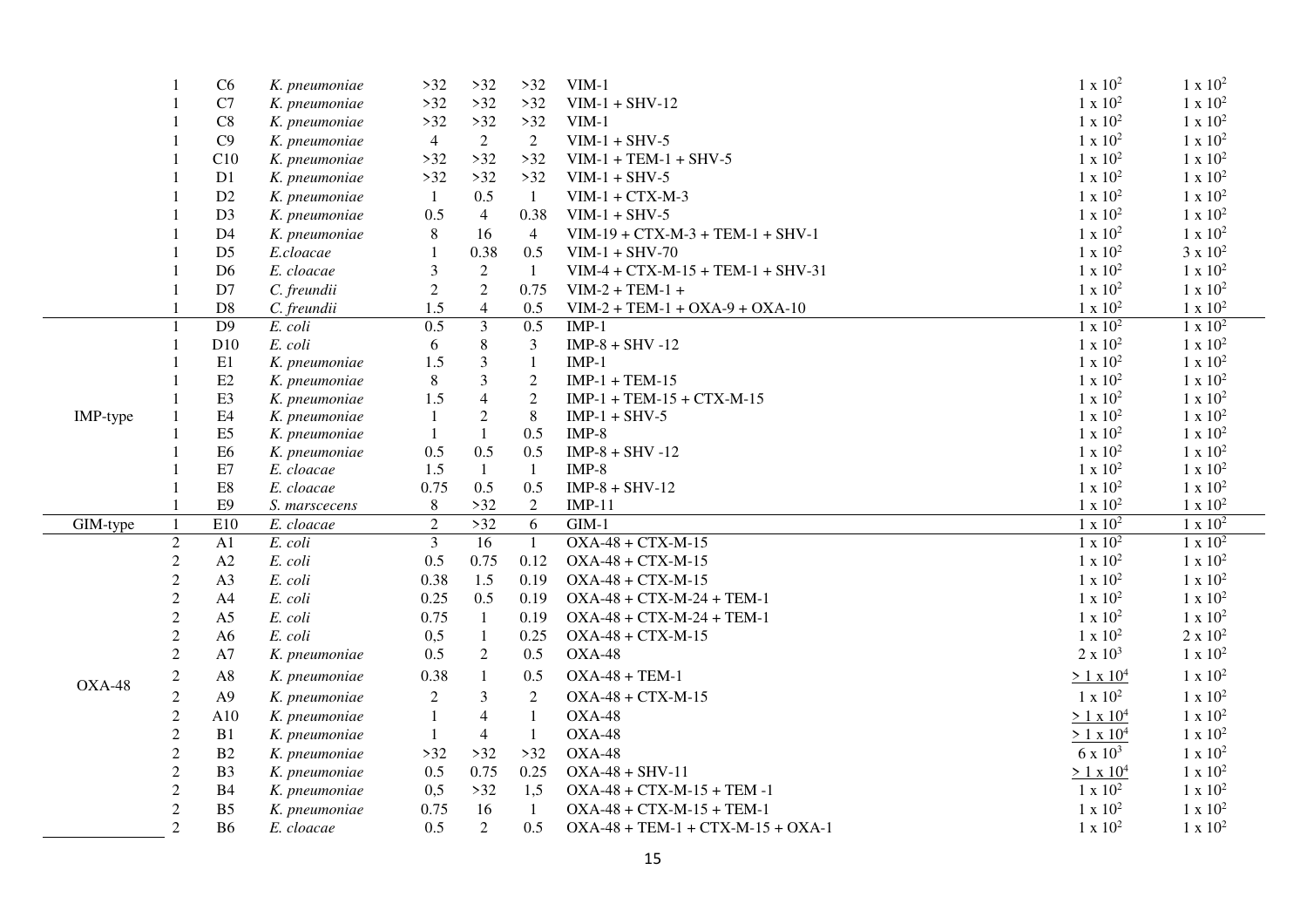| | | | | | | | | | |
|---|---|---|---|---|---|---|---|---|---|
| | 1 | C6 | *K. pneumoniae* | >32 | >32 | >32 | VIM-1 | 1 x $10^2$ | 1 x $10^2$ |
| | 1 | C7 | *K. pneumoniae* | >32 | >32 | >32 | VIM-1 + SHV-12 | 1 x $10^2$ | 1 x $10^2$ |
| | 1 | C8 | *K. pneumoniae* | >32 | >32 | >32 | VIM-1 | 1 x $10^2$ | 1 x $10^2$ |
| | 1 | C9 | *K. pneumoniae* | 4 | 2 | 2 | VIM-1 + SHV-5 | 1 x $10^2$ | 1 x $10^2$ |
| | 1 | C10 | *K. pneumoniae* | >32 | >32 | >32 | VIM-1 + TEM-1 + SHV-5 | 1 x $10^2$ | 1 x $10^2$ |
| | 1 | D1 | *K. pneumoniae* | >32 | >32 | >32 | VIM-1 + SHV-5 | 1 x $10^2$ | 1 x $10^2$ |
| | 1 | D2 | *K. pneumoniae* | 1 | 0.5 | 1 | VIM-1 + CTX-M-3 | 1 x $10^2$ | 1 x $10^2$ |
| | 1 | D3 | *K. pneumoniae* | 0.5 | 4 | 0.38 | VIM-1 + SHV-5 | 1 x $10^2$ | 1 x $10^2$ |
| | 1 | D4 | *K. pneumoniae* | 8 | 16 | 4 | VIM-19 + CTX-M-3 + TEM-1 + SHV-1 | 1 x $10^2$ | 1 x $10^2$ |
| | 1 | D5 | *E.cloacae* | 1 | 0.38 | 0.5 | VIM-1 + SHV-70 | 1 x $10^2$ | 3 x $10^2$ |
| | 1 | D6 | *E. cloacae* | 3 | 2 | 1 | VIM-4 + CTX-M-15 + TEM-1 + SHV-31 | 1 x $10^2$ | 1 x $10^2$ |
| | 1 | D7 | *C. freundii* | 2 | 2 | 0.75 | VIM-2 + TEM-1 + | 1 x $10^2$ | 1 x $10^2$ |
| | 1 | D8 | *C. freundii* | 1.5 | 4 | 0.5 | VIM-2 + TEM-1 + OXA-9 + OXA-10 | 1 x $10^2$ | 1 x $10^2$ |
| IMP-type | 1 | D9 | *E. coli* | 0.5 | 3 | 0.5 | IMP-1 | 1 x $10^2$ | 1 x $10^2$ |
| | 1 | D10 | *E. coli* | 6 | 8 | 3 | IMP-8 + SHV -12 | 1 x $10^2$ | 1 x $10^2$ |
| | 1 | E1 | *K. pneumoniae* | 1.5 | 3 | 1 | IMP-1 | 1 x $10^2$ | 1 x $10^2$ |
| | 1 | E2 | *K. pneumoniae* | 8 | 3 | 2 | IMP-1 + TEM-15 | 1 x $10^2$ | 1 x $10^2$ |
| | 1 | E3 | *K. pneumoniae* | 1.5 | 4 | 2 | IMP-1 + TEM-15 + CTX-M-15 | 1 x $10^2$ | 1 x $10^2$ |
| | 1 | E4 | *K. pneumoniae* | 1 | 2 | 8 | IMP-1 + SHV-5 | 1 x $10^2$ | 1 x $10^2$ |
| | 1 | E5 | *K. pneumoniae* | 1 | 1 | 0.5 | IMP-8 | 1 x $10^2$ | 1 x $10^2$ |
| | 1 | E6 | *K. pneumoniae* | 0.5 | 0.5 | 0.5 | IMP-8 + SHV -12 | 1 x $10^2$ | 1 x $10^2$ |
| | 1 | E7 | *E. cloacae* | 1.5 | 1 | 1 | IMP-8 | 1 x $10^2$ | 1 x $10^2$ |
| | 1 | E8 | *E. cloacae* | 0.75 | 0.5 | 0.5 | IMP-8 + SHV-12 | 1 x $10^2$ | 1 x $10^2$ |
| | 1 | E9 | *S. marscecens* | 8 | >32 | 2 | IMP-11 | 1 x $10^2$ | 1 x $10^2$ |
| GIM-type | 1 | E10 | *E. cloacae* | 2 | >32 | 6 | GIM-1 | 1 x $10^2$ | 1 x $10^2$ |
| OXA-48 | 2 | A1 | *E. coli* | 3 | 16 | 1 | OXA-48 + CTX-M-15 | 1 x $10^2$ | 1 x $10^2$ |
| | 2 | A2 | *E. coli* | 0.5 | 0.75 | 0.12 | OXA-48 + CTX-M-15 | 1 x $10^2$ | 1 x $10^2$ |
| | 2 | A3 | *E. coli* | 0.38 | 1.5 | 0.19 | OXA-48 + CTX-M-15 | 1 x $10^2$ | 1 x $10^2$ |
| | 2 | A4 | *E. coli* | 0.25 | 0.5 | 0.19 | OXA-48 + CTX-M-24 + TEM-1 | 1 x $10^2$ | 1 x $10^2$ |
| | 2 | A5 | *E. coli* | 0.75 | 1 | 0.19 | OXA-48 + CTX-M-24 + TEM-1 | 1 x $10^2$ | 1 x $10^2$ |
| | 2 | A6 | *E. coli* | 0,5 | 1 | 0.25 | OXA-48 + CTX-M-15 | 1 x $10^2$ | 2 x $10^2$ |
| | 2 | A7 | *K. pneumoniae* | 0.5 | 2 | 0.5 | OXA-48 | 2 x $10^3$ | 1 x $10^2$ |
| | 2 | A8 | *K. pneumoniae* | 0.38 | 1 | 0.5 | OXA-48 + TEM-1 | $\geq$ 1 x $10^4$ | 1 x $10^2$ |
| | 2 | A9 | *K. pneumoniae* | 2 | 3 | 2 | OXA-48 + CTX-M-15 | 1 x $10^2$ | 1 x $10^2$ |
| | 2 | A10 | *K. pneumoniae* | 1 | 4 | 1 | OXA-48 | $\geq$ 1 x $10^4$ | 1 x $10^2$ |
| | 2 | B1 | *K. pneumoniae* | 1 | 4 | 1 | OXA-48 | $\geq$ 1 x $10^4$ | 1 x $10^2$ |
| | 2 | B2 | *K. pneumoniae* | >32 | >32 | >32 | OXA-48 | 6 x $10^3$ | 1 x $10^2$ |
| | 2 | B3 | *K. pneumoniae* | 0.5 | 0.75 | 0.25 | OXA-48 + SHV-11 | $\geq$ 1 x $10^4$ | 1 x $10^2$ |
| | 2 | B4 | *K. pneumoniae* | 0,5 | >32 | 1,5 | OXA-48 + CTX-M-15 + TEM -1 | 1 x $10^2$ | 1 x $10^2$ |
| | 2 | B5 | *K. pneumoniae* | 0.75 | 16 | 1 | OXA-48 + CTX-M-15 + TEM-1 | 1 x $10^2$ | 1 x $10^2$ |
| | 2 | B6 | *E. cloacae* | 0.5 | 2 | 0.5 | OXA-48 + TEM-1 + CTX-M-15 + OXA-1 | 1 x $10^2$ | 1 x $10^2$ |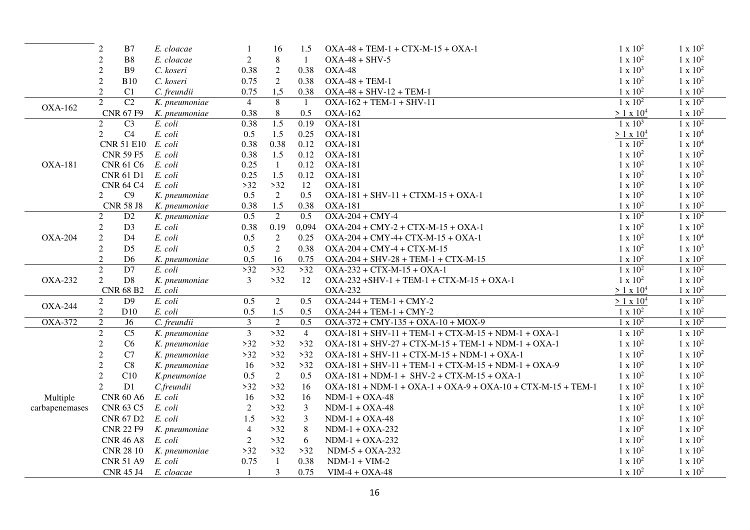| | | | | | | | | |
|---|---|---|---|---|---|---|---|---|
| | 2 B7 | *E. cloacae* | 1 | 16 | 1.5 | OXA-48 + TEM-1 + CTX-M-15 + OXA-1 | $1 \times 10^2$ | $1 \times 10^2$ |
| | 2 B8 | *E. cloacae* | 2 | 8 | 1 | OXA-48 + SHV-5 | $1 \times 10^2$ | $1 \times 10^2$ |
| | 2 B9 | *C. koseri* | 0.38 | 2 | 0.38 | OXA-48 | $1 \times 10^3$ | $1 \times 10^2$ |
| | 2 B10 | *C. koseri* | 0.75 | 2 | 0.38 | OXA-48 + TEM-1 | $1 \times 10^2$ | $1 \times 10^2$ |
| | 2 C1 | *C. freundii* | 0.75 | 1,5 | 0.38 | OXA-48 + SHV-12 + TEM-1 | $1 \times 10^2$ | $1 \times 10^2$ |
| OXA-162 | 2 C2 | *K. pneumoniae* | 4 | 8 | 1 | OXA-162 + TEM-1 + SHV-11 | $1 \times 10^2$ | $1 \times 10^2$ |
| | CNR 67 F9 | *K. pneumoniae* | 0.38 | 8 | 0.5 | OXA-162 | $\geq 1 \times 10^4$ | $1 \times 10^2$ |
| OXA-181 | 2 C3 | *E. coli* | 0.38 | 1.5 | 0.19 | OXA-181 | $1 \times 10^3$ | $1 \times 10^2$ |
| | 2 C4 | *E. coli* | 0.5 | 1.5 | 0.25 | OXA-181 | $\geq 1 \times 10^4$ | $1 \times 10^4$ |
| | CNR 51 E10 | *E. coli* | 0.38 | 0.38 | 0.12 | OXA-181 | $1 \times 10^2$ | $1 \times 10^4$ |
| | CNR 59 F5 | *E. coli* | 0.38 | 1.5 | 0.12 | OXA-181 | $1 \times 10^2$ | $1 \times 10^2$ |
| | CNR 61 C6 | *E. coli* | 0.25 | 1 | 0.12 | OXA-181 | $1 \times 10^2$ | $1 \times 10^2$ |
| | CNR 61 D1 | *E. coli* | 0.25 | 1.5 | 0.12 | OXA-181 | $1 \times 10^2$ | $1 \times 10^2$ |
| | CNR 64 C4 | *E. coli* | >32 | >32 | 12 | OXA-181 | $1 \times 10^2$ | $1 \times 10^2$ |
| | 2 C9 | *K. pneumoniae* | 0.5 | 2 | 0.5 | OXA-181 + SHV-11 + CTXM-15 + OXA-1 | $1 \times 10^2$ | $1 \times 10^2$ |
| | CNR 58 J8 | *K. pneumoniae* | 0.38 | 1.5 | 0.38 | OXA-181 | $1 \times 10^2$ | $1 \times 10^2$ |
| OXA-204 | 2 D2 | *K. pneumoniae* | 0.5 | 2 | 0.5 | OXA-204 + CMY-4 | $1 \times 10^2$ | $1 \times 10^2$ |
| | 2 D3 | *E. coli* | 0.38 | 0.19 | 0,094 | OXA-204 + CMY-2 + CTX-M-15 + OXA-1 | $1 \times 10^2$ | $1 \times 10^2$ |
| | 2 D4 | *E. coli* | 0,5 | 2 | 0.25 | OXA-204 + CMY-4+ CTX-M-15 + OXA-1 | $1 \times 10^2$ | $1 \times 10^4$ |
| | 2 D5 | *E. coli* | 0,5 | 2 | 0.38 | OXA-204 + CMY-4 + CTX-M-15 | $1 \times 10^2$ | $1 \times 10^3$ |
| | 2 D6 | *K. pneumoniae* | 0,5 | 16 | 0.75 | OXA-204 + SHV-28 + TEM-1 + CTX-M-15 | $1 \times 10^2$ | $1 \times 10^2$ |
| OXA-232 | 2 D7 | *E. coli* | >32 | >32 | >32 | OXA-232 + CTX-M-15 + OXA-1 | $1 \times 10^2$ | $1 \times 10^2$ |
| | 2 D8 | *K. pneumoniae* | 3 | >32 | 12 | OXA-232 +SHV-1 + TEM-1 + CTX-M-15 + OXA-1 | $1 \times 10^2$ | $1 \times 10^2$ |
| | CNR 68 B2 | *E. coli* | | | | OXA-232 | $\geq 1 \times 10^4$ | $1 \times 10^2$ |
| OXA-244 | 2 D9 | *E. coli* | 0.5 | 2 | 0.5 | OXA-244 + TEM-1 + CMY-2 | $\geq 1 \times 10^4$ | $1 \times 10^2$ |
| | 2 D10 | *E. coli* | 0.5 | 1.5 | 0.5 | OXA-244 + TEM-1 + CMY-2 | $1 \times 10^2$ | $1 \times 10^2$ |
| OXA-372 | 2 J6 | *C. freundii* | 3 | 2 | 0.5 | OXA-372 + CMY-135 + OXA-10 + MOX-9 | $1 \times 10^2$ | $1 \times 10^2$ |
| Multiple carbapenemases | 2 C5 | *K. pneumoniae* | 3 | >32 | 4 | OXA-181 + SHV-11 + TEM-1 + CTX-M-15 + NDM-1 + OXA-1 | $1 \times 10^2$ | $1 \times 10^2$ |
| | 2 C6 | *K. pneumoniae* | >32 | >32 | >32 | OXA-181 + SHV-27 + CTX-M-15 + TEM-1 + NDM-1 + OXA-1 | $1 \times 10^2$ | $1 \times 10^2$ |
| | 2 C7 | *K. pneumoniae* | >32 | >32 | >32 | OXA-181 + SHV-11 + CTX-M-15 + NDM-1 + OXA-1 | $1 \times 10^2$ | $1 \times 10^2$ |
| | 2 C8 | *K. pneumoniae* | 16 | >32 | >32 | OXA-181 + SHV-11 + TEM-1 + CTX-M-15 + NDM-1 + OXA-9 | $1 \times 10^2$ | $1 \times 10^2$ |
| | 2 C10 | *K.pneumoniae* | 0.5 | 2 | 0.5 | OXA-181 + NDM-1 + SHV-2 + CTX-M-15 + OXA-1 | $1 \times 10^2$ | $1 \times 10^2$ |
| | 2 D1 | *C.freundii* | >32 | >32 | 16 | OXA-181 + NDM-1 + OXA-1 + OXA-9 + OXA-10 + CTX-M-15 + TEM-1 | $1 \times 10^2$ | $1 \times 10^2$ |
| | CNR 60 A6 | *E. coli* | 16 | >32 | 16 | NDM-1 + OXA-48 | $1 \times 10^2$ | $1 \times 10^2$ |
| | CNR 63 C5 | *E. coli* | 2 | >32 | 3 | NDM-1 + OXA-48 | $1 \times 10^2$ | $1 \times 10^2$ |
| | CNR 67 D2 | *E. coli* | 1.5 | >32 | 3 | NDM-1 + OXA-48 | $1 \times 10^2$ | $1 \times 10^2$ |
| | CNR 22 F9 | *K. pneumoniae* | 4 | >32 | 8 | NDM-1 + OXA-232 | $1 \times 10^2$ | $1 \times 10^2$ |
| | CNR 46 A8 | *E. coli* | 2 | >32 | 6 | NDM-1 + OXA-232 | $1 \times 10^2$ | $1 \times 10^2$ |
| | CNR 28 10 | *K. pneumoniae* | >32 | >32 | >32 | NDM-5 + OXA-232 | $1 \times 10^2$ | $1 \times 10^2$ |
| | CNR 51 A9 | *E. coli* | 0.75 | 1 | 0.38 | NDM-1 + VIM-2 | $1 \times 10^2$ | $1 \times 10^2$ |
| | CNR 45 J4 | *E. cloacae* | 1 | 3 | 0.75 | VIM-4 + OXA-48 | $1 \times 10^2$ | $1 \times 10^2$ |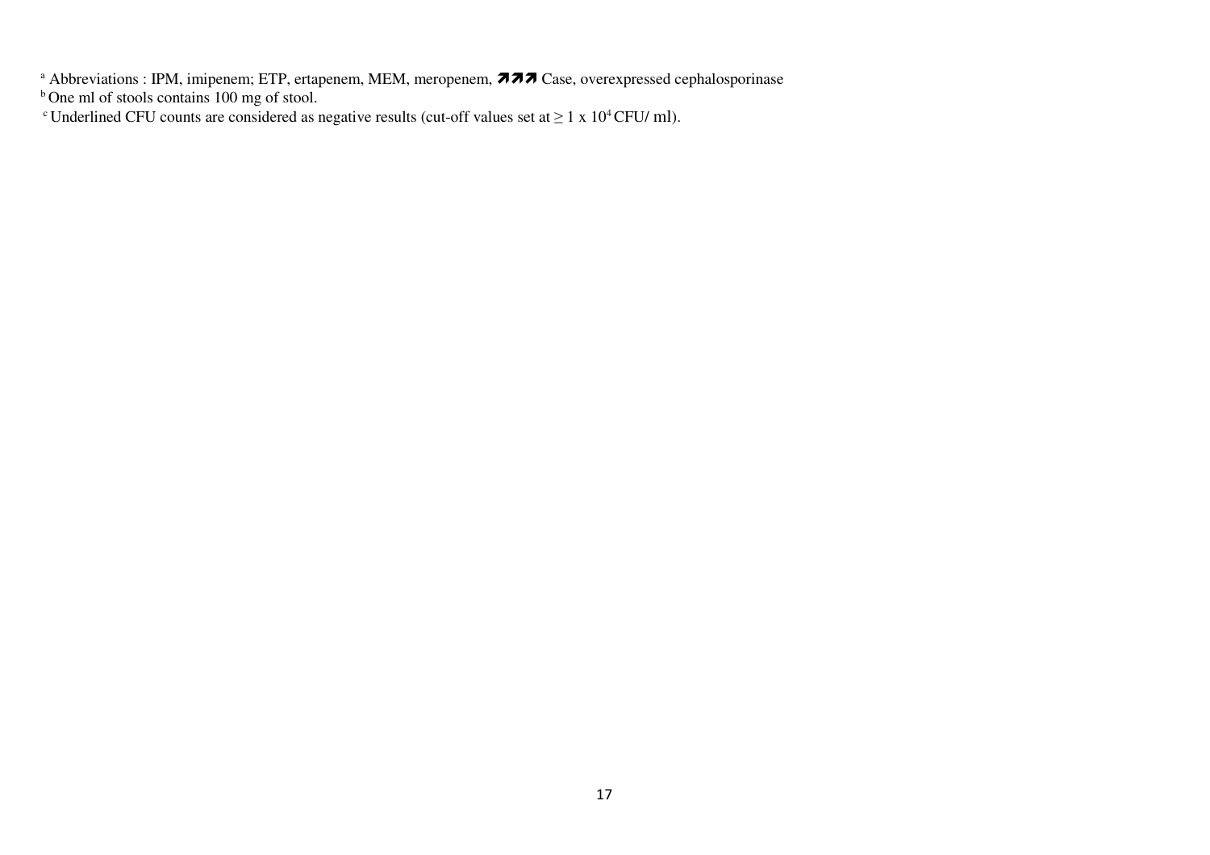[a] Abbreviations : IPM, imipenem; ETP, ertapenem, MEM, meropenem, ↗↗↗ Case, overexpressed cephalosporinase

[b] One ml of stools contains 100 mg of stool.

[c] Underlined CFU counts are considered as negative results (cut-off values set at $\geq 1 \times 10^4$ CFU/ ml).